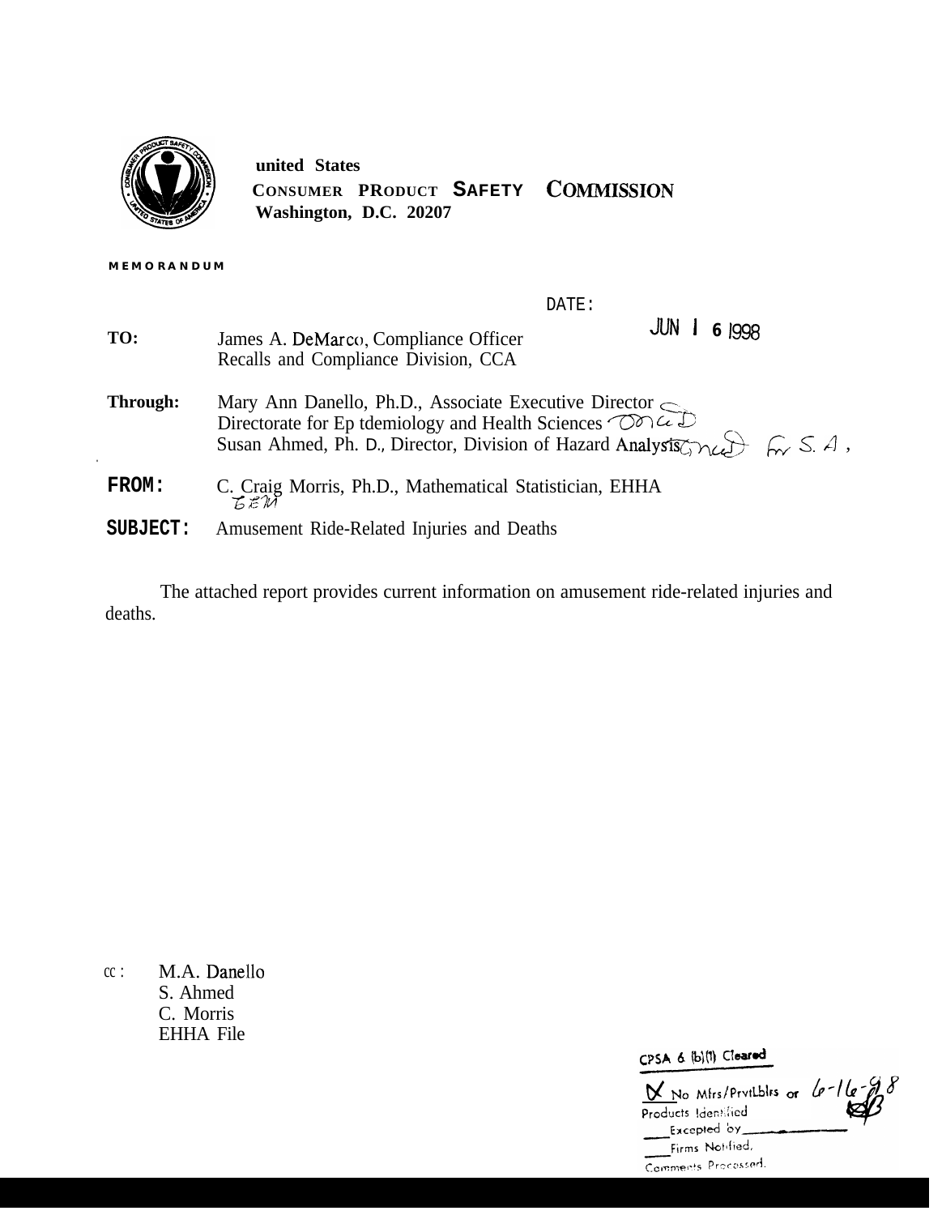**united States**
**CONSUMER PRODUCT SAFETY COMMISSION**
**Washington, D.C. 20207**

**MEMORANDUM**

DATE: JUN 16 1998

| | |
|---|---|
| **TO:** | James A. DeMarco, Compliance Officer<br>Recalls and Compliance Division, CCA |
| **Through:** | Mary Ann Danello, Ph.D., Associate Executive Director<br>Directorate for Epidemiology and Health Sciences<br>Susan Ahmed, Ph. D., Director, Division of Hazard Analysis |
| **FROM:** | C. Craig Morris, Ph.D., Mathematical Statistician, EHHA |
| **SUBJECT:** | Amusement Ride-Related Injuries and Deaths |

The attached report provides current information on amusement ride-related injuries and deaths.

cc: M.A. Danello
S. Ahmed
C. Morris
EHHA File

CPSA 6 (b)(1) Cleared

X No Mfrs/PrvtLblrs or 6-16-98
Products Identified
___ Excepted by ________
___ Firms Notified,
Comments Processed.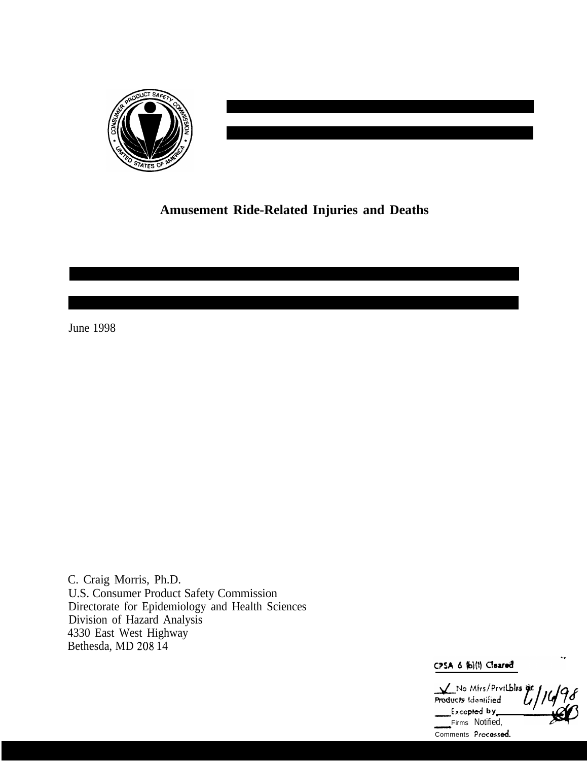# Amusement Ride-Related Injuries and Deaths

June 1998

C. Craig Morris, Ph.D.
U.S. Consumer Product Safety Commission
Directorate for Epidemiology and Health Sciences
Division of Hazard Analysis
4330 East West Highway
Bethesda, MD 208 14

CPSA 6 (b)(1) Cleared

✓ No Mfrs/PrvtLblrs or Products Identified 6/16/98
___ Excepted by ___
___ Firms Notified,
Comments Processed.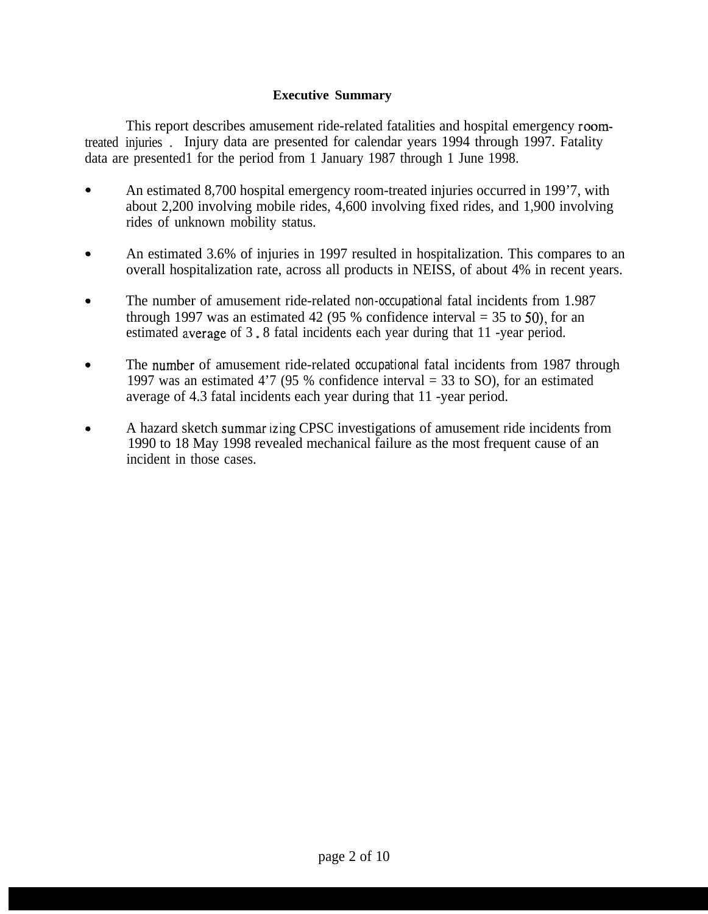**Executive Summary**

This report describes amusement ride-related fatalities and hospital emergency room-treated injuries. Injury data are presented for calendar years 1994 through 1997. Fatality data are presented for the period from 1 January 1987 through 1 June 1998.

- An estimated 8,700 hospital emergency room-treated injuries occurred in 1997, with about 2,200 involving mobile rides, 4,600 involving fixed rides, and 1,900 involving rides of unknown mobility status.
- An estimated 3.6% of injuries in 1997 resulted in hospitalization. This compares to an overall hospitalization rate, across all products in NEISS, of about 4% in recent years.
- The number of amusement ride-related non-occupational fatal incidents from 1987 through 1997 was an estimated 42 (95 % confidence interval = 35 to 50), for an estimated average of 3.8 fatal incidents each year during that 11-year period.
- The number of amusement ride-related occupational fatal incidents from 1987 through 1997 was an estimated 47 (95 % confidence interval = 33 to 50), for an estimated average of 4.3 fatal incidents each year during that 11-year period.
- A hazard sketch summarizing CPSC investigations of amusement ride incidents from 1990 to 18 May 1998 revealed mechanical failure as the most frequent cause of an incident in those cases.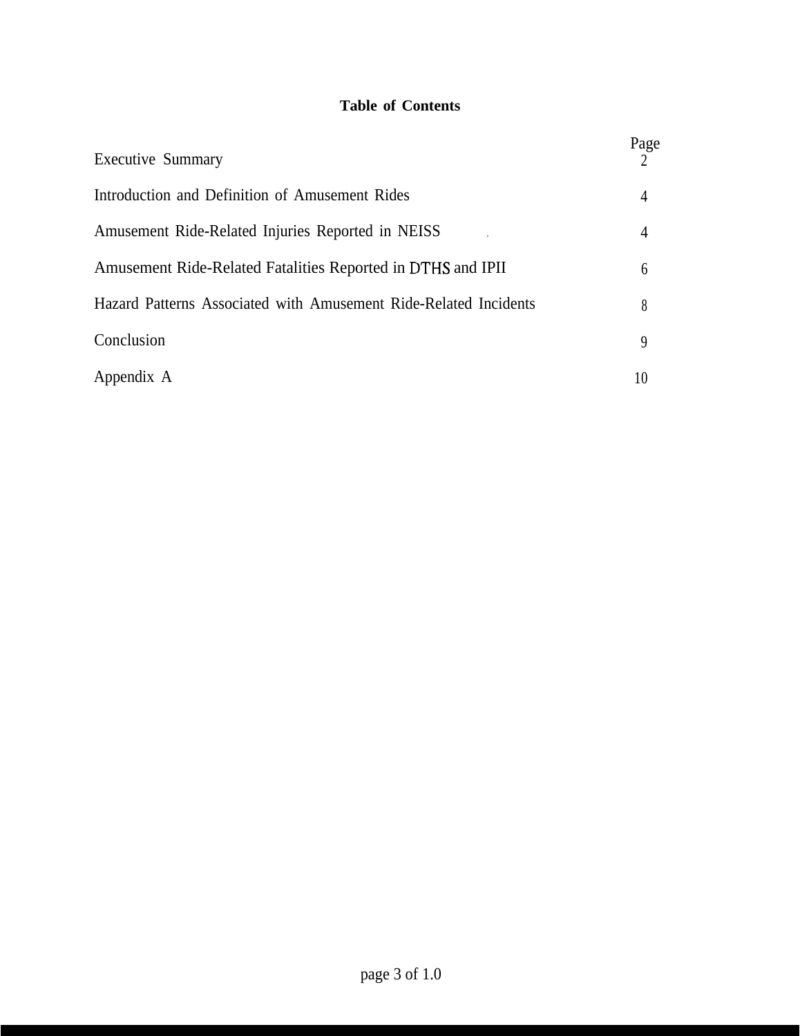**Table of Contents**

| | Page |
|---|---|
| Executive Summary | 2 |
| Introduction and Definition of Amusement Rides | 4 |
| Amusement Ride-Related Injuries Reported in NEISS | 4 |
| Amusement Ride-Related Fatalities Reported in DTHS and IPII | 6 |
| Hazard Patterns Associated with Amusement Ride-Related Incidents | 8 |
| Conclusion | 9 |
| Appendix A | 10 |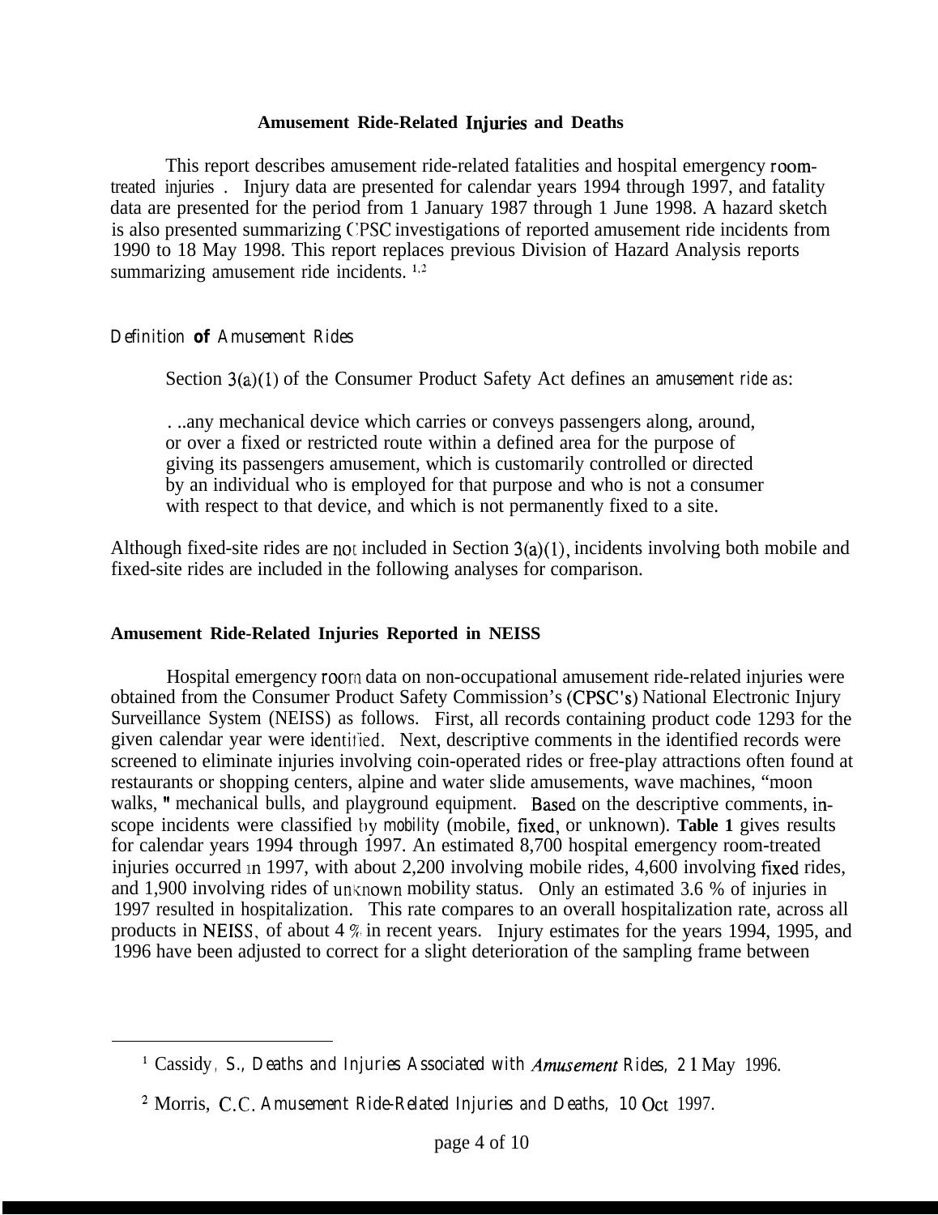# Amusement Ride-Related Injuries and Deaths

This report describes amusement ride-related fatalities and hospital emergency room-treated injuries . Injury data are presented for calendar years 1994 through 1997, and fatality data are presented for the period from 1 January 1987 through 1 June 1998. A hazard sketch is also presented summarizing CPSC investigations of reported amusement ride incidents from 1990 to 18 May 1998. This report replaces previous Division of Hazard Analysis reports summarizing amusement ride incidents. [1,2]

### *Definition of Amusement Rides*

Section 3(a)(1) of the Consumer Product Safety Act defines an *amusement ride* as:

> . ..any mechanical device which carries or conveys passengers along, around, or over a fixed or restricted route within a defined area for the purpose of giving its passengers amusement, which is customarily controlled or directed by an individual who is employed for that purpose and who is not a consumer with respect to that device, and which is not permanently fixed to a site.

Although fixed-site rides are not included in Section 3(a)(1), incidents involving both mobile and fixed-site rides are included in the following analyses for comparison.

## Amusement Ride-Related Injuries Reported in NEISS

Hospital emergency room data on non-occupational amusement ride-related injuries were obtained from the Consumer Product Safety Commission's (CPSC's) National Electronic Injury Surveillance System (NEISS) as follows. First, all records containing product code 1293 for the given calendar year were identified. Next, descriptive comments in the identified records were screened to eliminate injuries involving coin-operated rides or free-play attractions often found at restaurants or shopping centers, alpine and water slide amusements, wave machines, "moon walks, " mechanical bulls, and playground equipment. Based on the descriptive comments, in-scope incidents were classified by *mobility* (mobile, fixed, or unknown). **Table 1** gives results for calendar years 1994 through 1997. An estimated 8,700 hospital emergency room-treated injuries occurred in 1997, with about 2,200 involving mobile rides, 4,600 involving fixed rides, and 1,900 involving rides of unknown mobility status. Only an estimated 3.6 % of injuries in 1997 resulted in hospitalization. This rate compares to an overall hospitalization rate, across all products in NEISS, of about 4 % in recent years. Injury estimates for the years 1994, 1995, and 1996 have been adjusted to correct for a slight deterioration of the sampling frame between

---

[1] Cassidy, S., *Deaths and Injuries Associated with Amusement Rides*, 21 May 1996.

[2] Morris, C.C. *Amusement Ride-Related Injuries and Deaths*, 10 Oct 1997.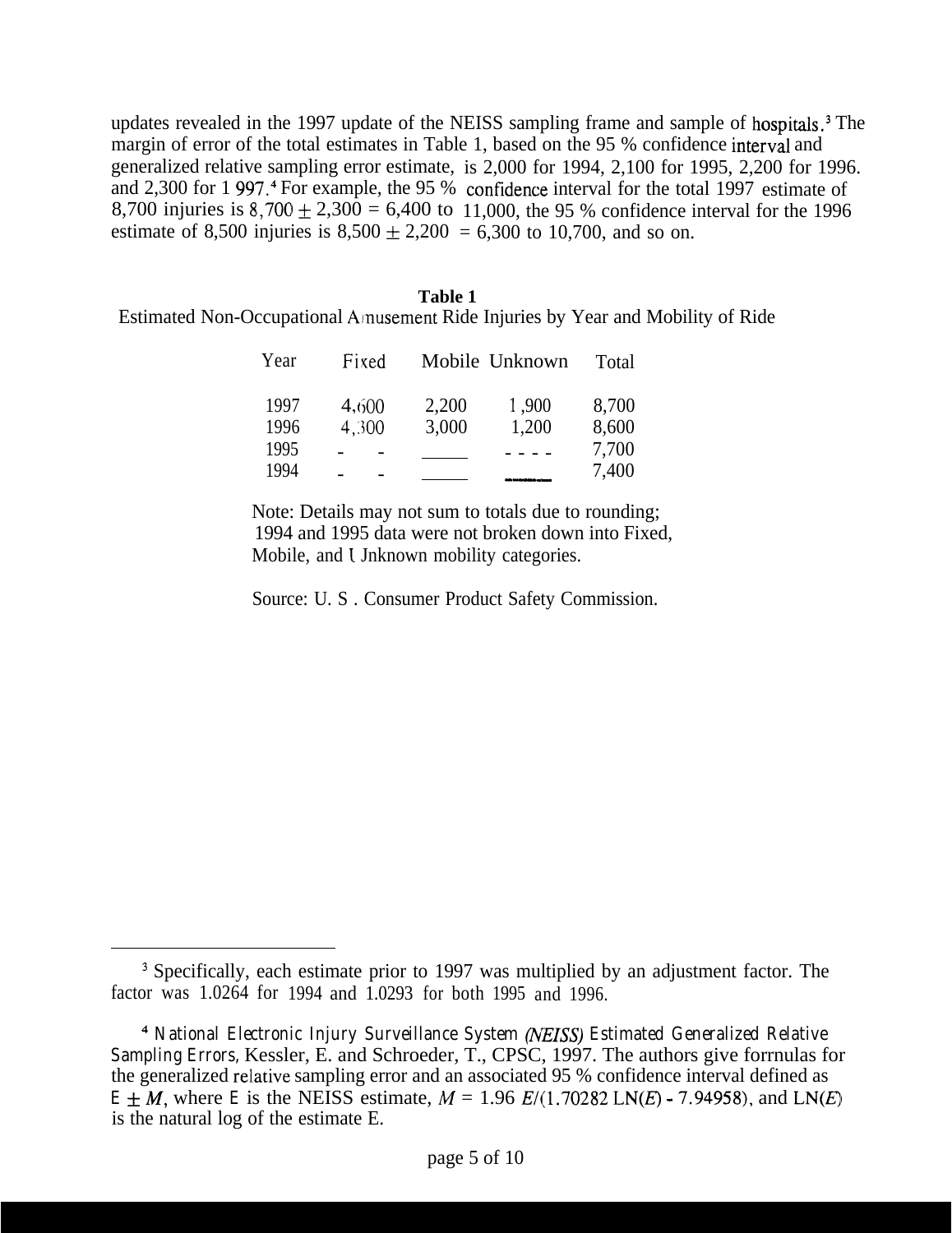updates revealed in the 1997 update of the NEISS sampling frame and sample of hospitals.[3] The margin of error of the total estimates in Table 1, based on the 95 % confidence interval and generalized relative sampling error estimate, is 2,000 for 1994, 2,100 for 1995, 2,200 for 1996. and 2,300 for 1997.[4] For example, the 95 % confidence interval for the total 1997 estimate of 8,700 injuries is 8,700 ± 2,300 = 6,400 to 11,000, the 95 % confidence interval for the 1996 estimate of 8,500 injuries is 8,500 ± 2,200 = 6,300 to 10,700, and so on.

**Table 1**

Estimated Non-Occupational Amusement Ride Injuries by Year and Mobility of Ride

| Year | Fixed | Mobile | Unknown | Total |
|---|---|---|---|---|
| 1997 | 4,600 | 2,200 | 1,900 | 8,700 |
| 1996 | 4,300 | 3,000 | 1,200 | 8,600 |
| 1995 | - - | ____ | - - - - | 7,700 |
| 1994 | - - | ____ | ____ | 7,400 |

Note: Details may not sum to totals due to rounding; 1994 and 1995 data were not broken down into Fixed, Mobile, and Unknown mobility categories.

Source: U. S . Consumer Product Safety Commission.

---

[3] Specifically, each estimate prior to 1997 was multiplied by an adjustment factor. The factor was 1.0264 for 1994 and 1.0293 for both 1995 and 1996.

[4] *National Electronic Injury Surveillance System (NEISS) Estimated Generalized Relative Sampling Errors*, Kessler, E. and Schroeder, T., CPSC, 1997. The authors give forrnulas for the generalized relative sampling error and an associated 95 % confidence interval defined as $E \pm M$, where $E$ is the NEISS estimate, $M = 1.96\ E/(1.70282\ \mathrm{LN}(E) - 7.94958)$, and $\mathrm{LN}(E)$ is the natural log of the estimate E.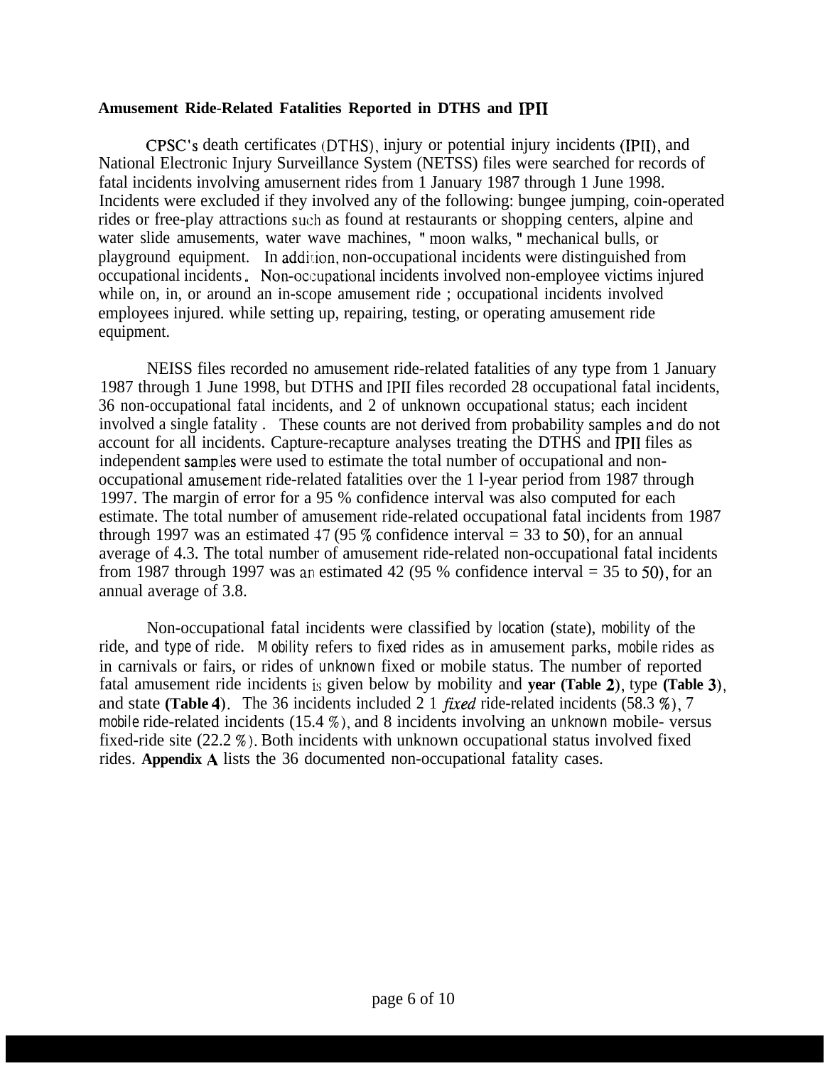**Amusement Ride-Related Fatalities Reported in DTHS and IPII**

CPSC's death certificates (DTHS), injury or potential injury incidents (IPII), and National Electronic Injury Surveillance System (NETSS) files were searched for records of fatal incidents involving amusernent rides from 1 January 1987 through 1 June 1998. Incidents were excluded if they involved any of the following: bungee jumping, coin-operated rides or free-play attractions such as found at restaurants or shopping centers, alpine and water slide amusements, water wave machines, " moon walks, " mechanical bulls, or playground equipment. In addition, non-occupational incidents were distinguished from occupational incidents. Non-occupational incidents involved non-employee victims injured while on, in, or around an in-scope amusement ride ; occupational incidents involved employees injured. while setting up, repairing, testing, or operating amusement ride equipment.

NEISS files recorded no amusement ride-related fatalities of any type from 1 January 1987 through 1 June 1998, but DTHS and IPII files recorded 28 occupational fatal incidents, 36 non-occupational fatal incidents, and 2 of unknown occupational status; each incident involved a single fatality . These counts are not derived from probability samples and do not account for all incidents. Capture-recapture analyses treating the DTHS and IPII files as independent samples were used to estimate the total number of occupational and non-occupational amusement ride-related fatalities over the 1 l-year period from 1987 through 1997. The margin of error for a 95 % confidence interval was also computed for each estimate. The total number of amusement ride-related occupational fatal incidents from 1987 through 1997 was an estimated 47 (95 % confidence interval = 33 to 50), for an annual average of 4.3. The total number of amusement ride-related non-occupational fatal incidents from 1987 through 1997 was an estimated 42 (95 % confidence interval = 35 to 50), for an annual average of 3.8.

Non-occupational fatal incidents were classified by *location* (state), *mobility* of the ride, and *type* of ride. *Mobility* refers to *fixed* rides as in amusement parks, *mobile* rides as in carnivals or fairs, or rides of *unknown* fixed or mobile status. The number of reported fatal amusement ride incidents is given below by mobility and **year (Table 2)**, type **(Table 3)**, and state **(Table 4)**. The 36 incidents included 2 1 *fixed* ride-related incidents (58.3 %), 7 *mobile* ride-related incidents (15.4 %), and 8 incidents involving an *unknown* mobile- versus fixed-ride site (22.2 %). Both incidents with unknown occupational status involved fixed rides. **Appendix A** lists the 36 documented non-occupational fatality cases.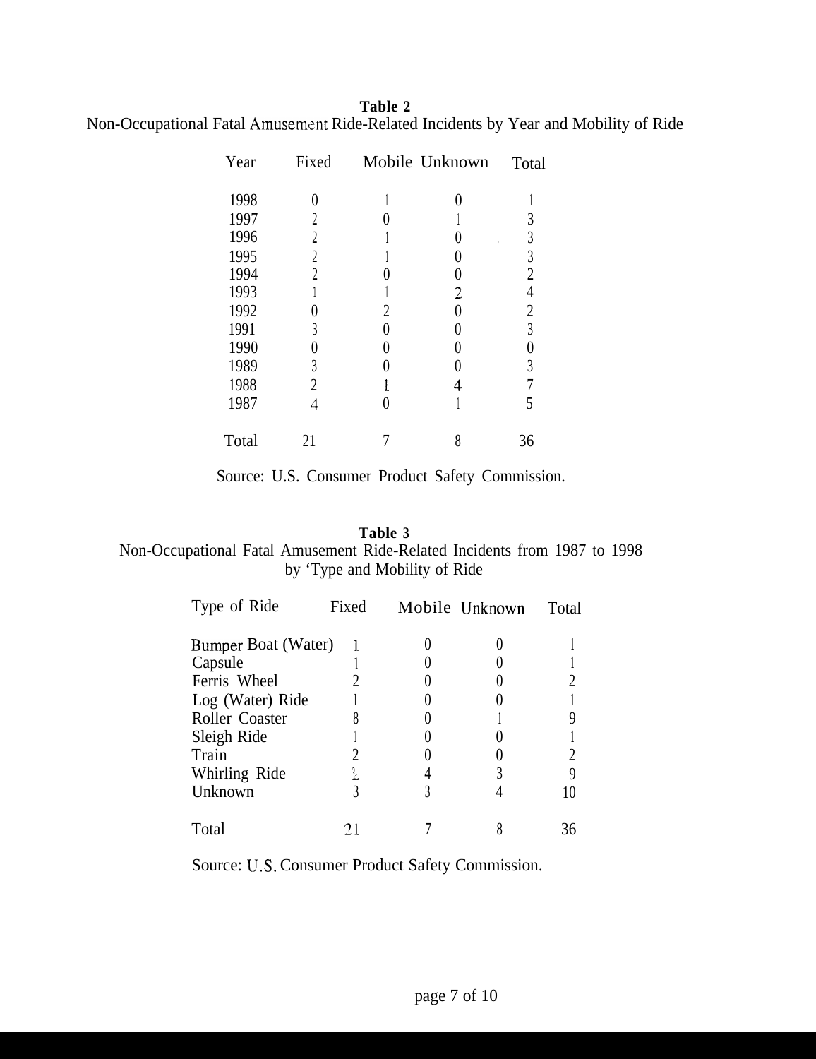**Table 2**

Non-Occupational Fatal Amusement Ride-Related Incidents by Year and Mobility of Ride

| Year | Fixed | Mobile | Unknown | Total |
|---|---|---|---|---|
| 1998 | 0 | 1 | 0 | 1 |
| 1997 | 2 | 0 | 1 | 3 |
| 1996 | 2 | 1 | 0 | 3 |
| 1995 | 2 | 1 | 0 | 3 |
| 1994 | 2 | 0 | 0 | 2 |
| 1993 | 1 | 1 | 2 | 4 |
| 1992 | 0 | 2 | 0 | 2 |
| 1991 | 3 | 0 | 0 | 3 |
| 1990 | 0 | 0 | 0 | 0 |
| 1989 | 3 | 0 | 0 | 3 |
| 1988 | 2 | 1 | 4 | 7 |
| 1987 | 4 | 0 | 1 | 5 |
| Total | 21 | 7 | 8 | 36 |

Source: U.S. Consumer Product Safety Commission.

**Table 3**

Non-Occupational Fatal Amusement Ride-Related Incidents from 1987 to 1998 by 'Type and Mobility of Ride

| Type of Ride | Fixed | Mobile | Unknown | Total |
|---|---|---|---|---|
| Bumper Boat (Water) | 1 | 0 | 0 | 1 |
| Capsule | 1 | 0 | 0 | 1 |
| Ferris Wheel | 2 | 0 | 0 | 2 |
| Log (Water) Ride | 1 | 0 | 0 | 1 |
| Roller Coaster | 8 | 0 | 1 | 9 |
| Sleigh Ride | 1 | 0 | 0 | 1 |
| Train | 2 | 0 | 0 | 2 |
| Whirling Ride | 2 | 4 | 3 | 9 |
| Unknown | 3 | 3 | 4 | 10 |
| Total | 21 | 7 | 8 | 36 |

Source: U.S. Consumer Product Safety Commission.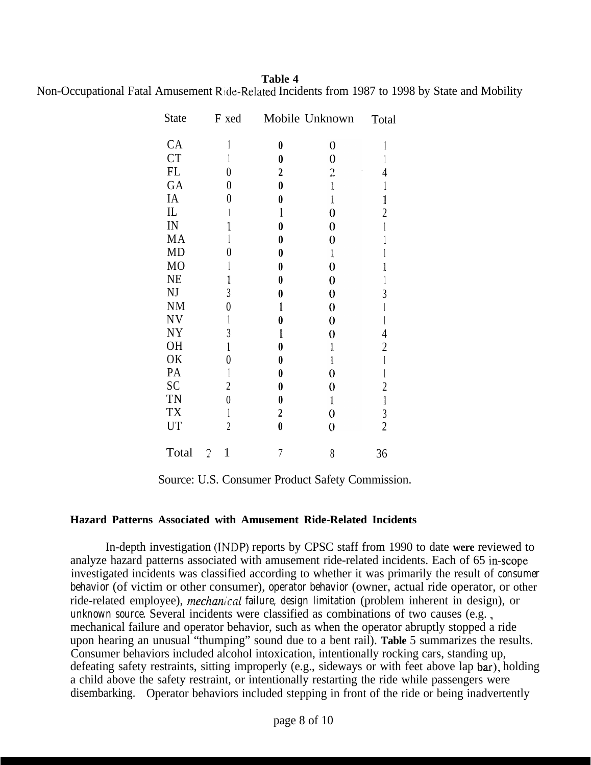**Table 4**

Non-Occupational Fatal Amusement Ride-Related Incidents from 1987 to 1998 by State and Mobility

| State | Fixed | Mobile | Unknown | Total |
|---|---|---|---|---|
| CA | 1 | 0 | 0 | 1 |
| CT | 1 | 0 | 0 | 1 |
| FL | 0 | 2 | 2 | 4 |
| GA | 0 | 0 | 1 | 1 |
| IA | 0 | 0 | 1 | 1 |
| IL | 1 | 1 | 0 | 2 |
| IN | 1 | 0 | 0 | 1 |
| MA | 1 | 0 | 0 | 1 |
| MD | 0 | 0 | 1 | 1 |
| MO | 1 | 0 | 0 | 1 |
| NE | 1 | 0 | 0 | 1 |
| NJ | 3 | 0 | 0 | 3 |
| NM | 0 | 1 | 0 | 1 |
| NV | 1 | 0 | 0 | 1 |
| NY | 3 | 1 | 0 | 4 |
| OH | 1 | 0 | 1 | 2 |
| OK | 0 | 0 | 1 | 1 |
| PA | 1 | 0 | 0 | 1 |
| SC | 2 | 0 | 0 | 2 |
| TN | 0 | 0 | 1 | 1 |
| TX | 1 | 2 | 0 | 3 |
| UT | 2 | 0 | 0 | 2 |
| Total | 21 | 7 | 8 | 36 |

Source: U.S. Consumer Product Safety Commission.

**Hazard Patterns Associated with Amusement Ride-Related Incidents**

In-depth investigation (INDP) reports by CPSC staff from 1990 to date **were** reviewed to analyze hazard patterns associated with amusement ride-related incidents. Each of 65 in-scope investigated incidents was classified according to whether it was primarily the result of *consumer behavior* (of victim or other consumer), *operator behavior* (owner, actual ride operator, or other ride-related employee), *mechanical failure*, *design limitation* (problem inherent in design), or *unknown source*. Several incidents were classified as combinations of two causes (e.g., mechanical failure and operator behavior, such as when the operator abruptly stopped a ride upon hearing an unusual "thumping" sound due to a bent rail). **Table** 5 summarizes the results. Consumer behaviors included alcohol intoxication, intentionally rocking cars, standing up, defeating safety restraints, sitting improperly (e.g., sideways or with feet above lap bar), holding a child above the safety restraint, or intentionally restarting the ride while passengers were disembarking. Operator behaviors included stepping in front of the ride or being inadvertently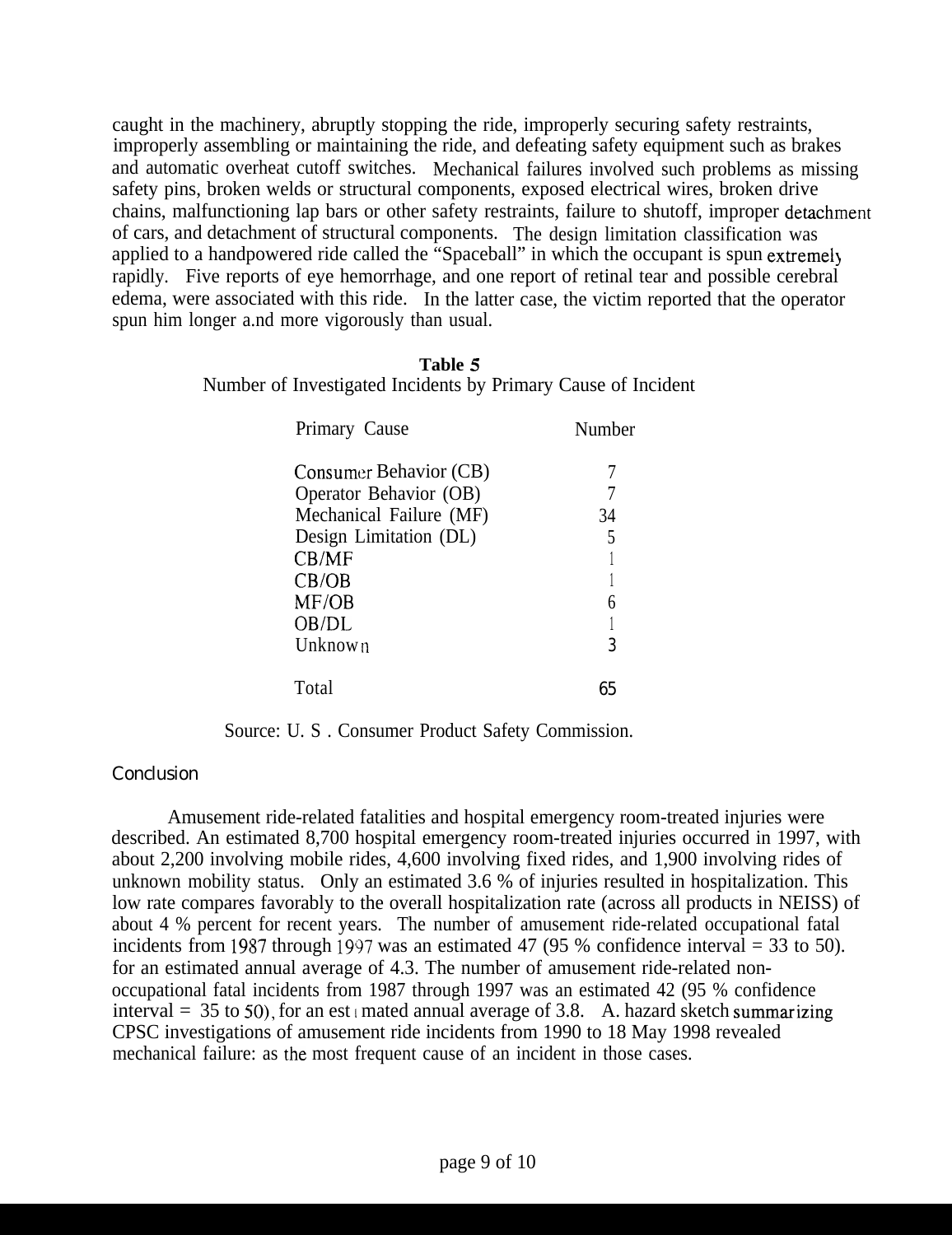caught in the machinery, abruptly stopping the ride, improperly securing safety restraints, improperly assembling or maintaining the ride, and defeating safety equipment such as brakes and automatic overheat cutoff switches. Mechanical failures involved such problems as missing safety pins, broken welds or structural components, exposed electrical wires, broken drive chains, malfunctioning lap bars or other safety restraints, failure to shutoff, improper detachment of cars, and detachment of structural components. The design limitation classification was applied to a handpowered ride called the "Spaceball" in which the occupant is spun extremely rapidly. Five reports of eye hemorrhage, and one report of retinal tear and possible cerebral edema, were associated with this ride. In the latter case, the victim reported that the operator spun him longer a.nd more vigorously than usual.

**Table 5**
Number of Investigated Incidents by Primary Cause of Incident

| Primary Cause | Number |
|---|---|
| Consumer Behavior (CB) | 7 |
| Operator Behavior (OB) | 7 |
| Mechanical Failure (MF) | 34 |
| Design Limitation (DL) | 5 |
| CB/MF | 1 |
| CB/OB | 1 |
| MF/OB | 6 |
| OB/DL | 1 |
| Unknown | 3 |
| Total | 65 |

Source: U. S . Consumer Product Safety Commission.

## Conclusion

Amusement ride-related fatalities and hospital emergency room-treated injuries were described. An estimated 8,700 hospital emergency room-treated injuries occurred in 1997, with about 2,200 involving mobile rides, 4,600 involving fixed rides, and 1,900 involving rides of unknown mobility status. Only an estimated 3.6 % of injuries resulted in hospitalization. This low rate compares favorably to the overall hospitalization rate (across all products in NEISS) of about 4 % percent for recent years. The number of amusement ride-related occupational fatal incidents from 1987 through 1997 was an estimated 47 (95 % confidence interval = 33 to 50). for an estimated annual average of 4.3. The number of amusement ride-related non-occupational fatal incidents from 1987 through 1997 was an estimated 42 (95 % confidence interval = 35 to 50), for an estimated annual average of 3.8. A. hazard sketch summarizing CPSC investigations of amusement ride incidents from 1990 to 18 May 1998 revealed mechanical failure: as the most frequent cause of an incident in those cases.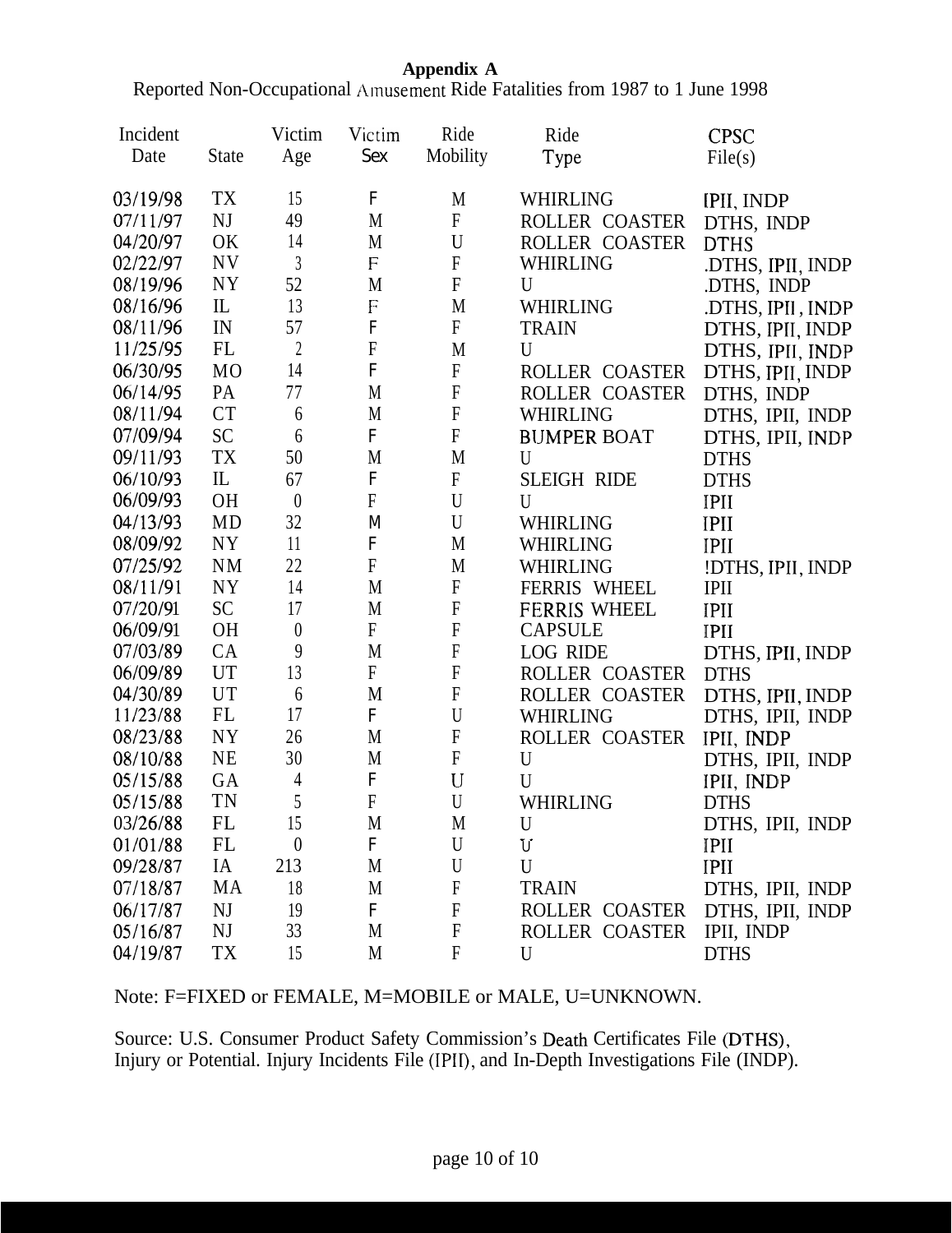**Appendix A**

Reported Non-Occupational Amusement Ride Fatalities from 1987 to 1 June 1998

| Incident Date | State | Victim Age | Victim Sex | Ride Mobility | Ride Type | CPSC File(s) |
|---|---|---|---|---|---|---|
| 03/19/98 | TX | 15 | F | M | WHIRLING | IPII, INDP |
| 07/11/97 | NJ | 49 | M | F | ROLLER COASTER | DTHS, INDP |
| 04/20/97 | OK | 14 | M | U | ROLLER COASTER | DTHS |
| 02/22/97 | NV | 3 | F | F | WHIRLING | .DTHS, IPII, INDP |
| 08/19/96 | NY | 52 | M | F | U | .DTHS, INDP |
| 08/16/96 | IL | 13 | F | M | WHIRLING | .DTHS, IPII, INDP |
| 08/11/96 | IN | 57 | F | F | TRAIN | DTHS, IPII, INDP |
| 11/25/95 | FL | 2 | F | M | U | DTHS, IPII, INDP |
| 06/30/95 | MO | 14 | F | F | ROLLER COASTER | DTHS, IPII, INDP |
| 06/14/95 | PA | 77 | M | F | ROLLER COASTER | DTHS, INDP |
| 08/11/94 | CT | 6 | M | F | WHIRLING | DTHS, IPII, INDP |
| 07/09/94 | SC | 6 | F | F | BUMPER BOAT | DTHS, IPII, INDP |
| 09/11/93 | TX | 50 | M | M | U | DTHS |
| 06/10/93 | IL | 67 | F | F | SLEIGH RIDE | DTHS |
| 06/09/93 | OH | 0 | F | U | U | IPII |
| 04/13/93 | MD | 32 | M | U | WHIRLING | IPII |
| 08/09/92 | NY | 11 | F | M | WHIRLING | IPII |
| 07/25/92 | NM | 22 | F | M | WHIRLING | !DTHS, IPII, INDP |
| 08/11/91 | NY | 14 | M | F | FERRIS WHEEL | IPII |
| 07/20/91 | SC | 17 | M | F | FERRIS WHEEL | IPII |
| 06/09/91 | OH | 0 | F | F | CAPSULE | IPII |
| 07/03/89 | CA | 9 | M | F | LOG RIDE | DTHS, IPII, INDP |
| 06/09/89 | UT | 13 | F | F | ROLLER COASTER | DTHS |
| 04/30/89 | UT | 6 | M | F | ROLLER COASTER | DTHS, IPII, INDP |
| 11/23/88 | FL | 17 | F | U | WHIRLING | DTHS, IPII, INDP |
| 08/23/88 | NY | 26 | M | F | ROLLER COASTER | IPII, INDP |
| 08/10/88 | NE | 30 | M | F | U | DTHS, IPII, INDP |
| 05/15/88 | GA | 4 | F | U | U | IPII, INDP |
| 05/15/88 | TN | 5 | F | U | WHIRLING | DTHS |
| 03/26/88 | FL | 15 | M | M | U | DTHS, IPII, INDP |
| 01/01/88 | FL | 0 | F | U | U | IPII |
| 09/28/87 | IA | 213 | M | U | U | IPII |
| 07/18/87 | MA | 18 | M | F | TRAIN | DTHS, IPII, INDP |
| 06/17/87 | NJ | 19 | F | F | ROLLER COASTER | DTHS, IPII, INDP |
| 05/16/87 | NJ | 33 | M | F | ROLLER COASTER | IPII, INDP |
| 04/19/87 | TX | 15 | M | F | U | DTHS |

Note: F=FIXED or FEMALE, M=MOBILE or MALE, U=UNKNOWN.

Source: U.S. Consumer Product Safety Commission's Death Certificates File (DTHS), Injury or Potential. Injury Incidents File (IPII), and In-Depth Investigations File (INDP).